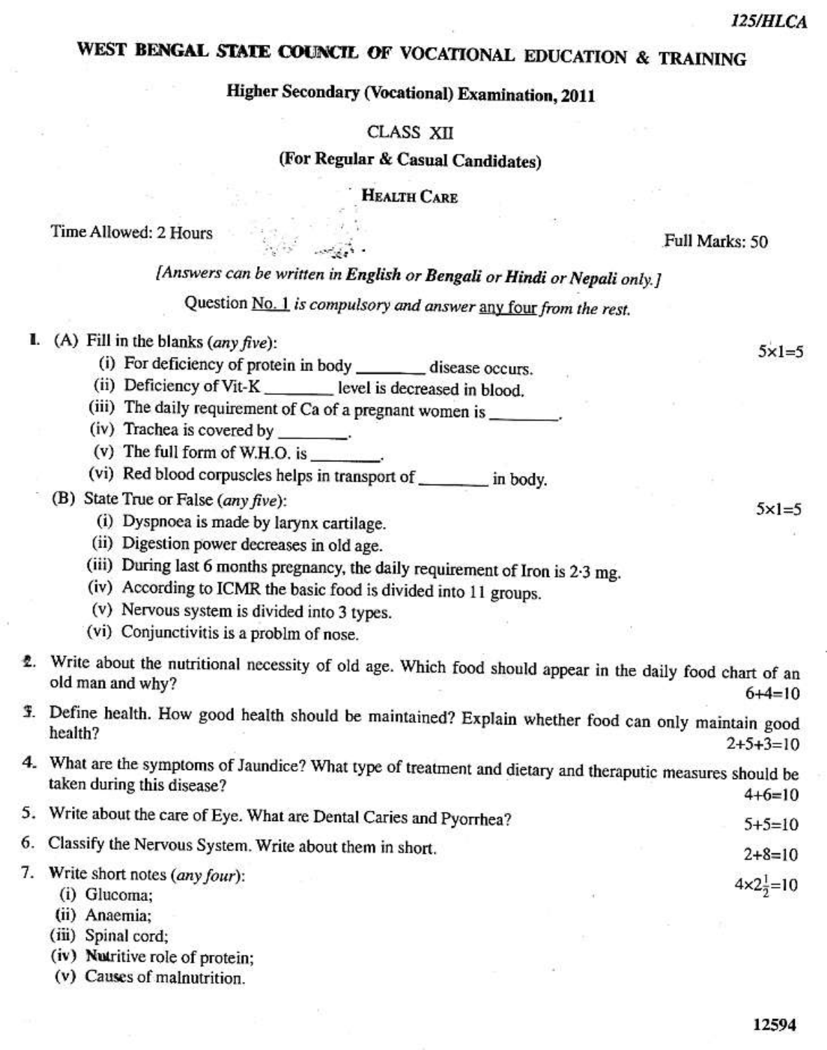125/HLCA

# WEST BENGAL STATE COUNCIL OF VOCATIONAL EDUCATION & TRAINING

## Higher Secondary (Vocational) Examination, 2011

CLASS XII

**(For Regular & Casual Candidates)**

**HEALTH CARE**

Time Allowed: 2 Hours | Full Marks: 50

*[Answers can be written in English or Bengali or Hindi or Nepali only.]*

Question No. 1 *is compulsory and answer* any four *from the rest.*

1. (A) Fill in the blanks (*any five*): 5×1=5
   - (i) For deficiency of protein in body ________ disease occurs.
   - (ii) Deficiency of Vit-K ________ level is decreased in blood.
   - (iii) The daily requirement of Ca of a pregnant women is ________.
   - (iv) Trachea is covered by ________.
   - (v) The full form of W.H.O. is ________.
   - (vi) Red blood corpuscles helps in transport of ________ in body.

   (B) State True or False (*any five*): 5×1=5
   - (i) Dyspnoea is made by larynx cartilage.
   - (ii) Digestion power decreases in old age.
   - (iii) During last 6 months pregnancy, the daily requirement of Iron is 2·3 mg.
   - (iv) According to ICMR the basic food is divided into 11 groups.
   - (v) Nervous system is divided into 3 types.
   - (vi) Conjunctivitis is a problm of nose.

2. Write about the nutritional necessity of old age. Which food should appear in the daily food chart of an old man and why? 6+4=10

3. Define health. How good health should be maintained? Explain whether food can only maintain good health? 2+5+3=10

4. What are the symptoms of Jaundice? What type of treatment and dietary and theraputic measures should be taken during this disease? 4+6=10

5. Write about the care of Eye. What are Dental Caries and Pyorrhea? 5+5=10

6. Classify the Nervous System. Write about them in short. 2+8=10

7. Write short notes (*any four*): $4\times2\frac{1}{2}=10$
   - (i) Glucoma;
   - (ii) Anaemia;
   - (iii) Spinal cord;
   - (iv) Nutritive role of protein;
   - (v) Causes of malnutrition.

12594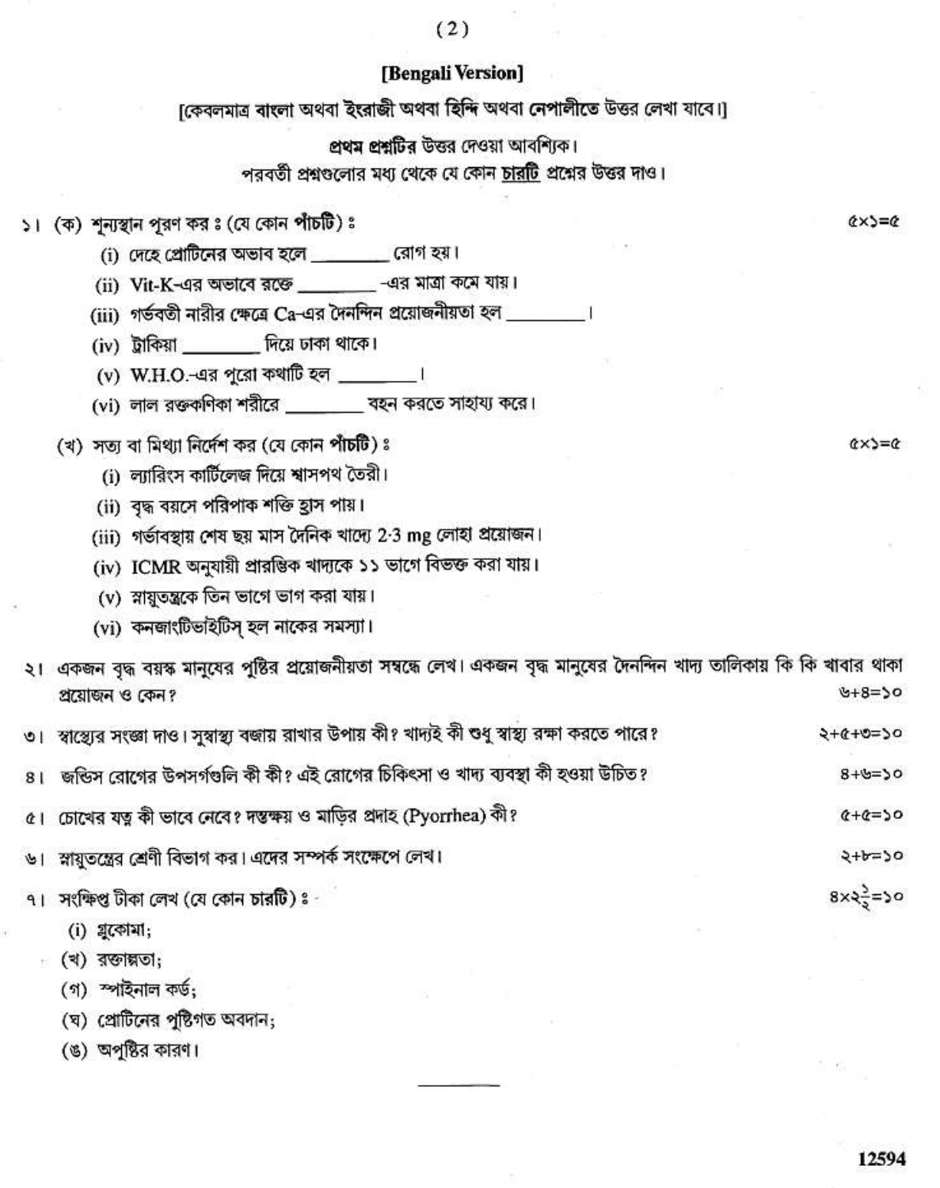## [Bengali Version]

[কেবলমাত্র বাংলা অথবা ইংরাজী অথবা হিন্দি অথবা নেপালীতে উত্তর লেখা যাবে।]

**প্রথম প্রশ্নটির** উত্তর দেওয়া আবশ্যিক।

পরবর্তী প্রশ্নগুলোর মধ্য থেকে যে কোন **চারটি** প্রশ্নের উত্তর দাও।

১। (ক) শূন্যস্থান পূরণ কর : (যে কোন **পাঁচটি**) : ৫×১=৫

(i) দেহে প্রোটিনের অভাব হলে ________ রোগ হয়।

(ii) Vit-K-এর অভাবে রক্তে ________ -এর মাত্রা কমে যায়।

(iii) গর্ভবতী নারীর ক্ষেত্রে Ca-এর দৈনন্দিন প্রয়োজনীয়তা হল ________।

(iv) ট্রাকিয়া ________ দিয়ে ঢাকা থাকে।

(v) W.H.O.-এর পুরো কথাটি হল ________।

(vi) লাল রক্তকণিকা শরীরে ________ বহন করতে সাহায্য করে।

(খ) সত্য বা মিথ্যা নির্দেশ কর (যে কোন **পাঁচটি**) : ৫×১=৫

(i) ল্যারিংস কার্টিলেজ দিয়ে শ্বাসপথ তৈরী।

(ii) বৃদ্ধ বয়সে পরিপাক শক্তি হ্রাস পায়।

(iii) গর্ভাবস্থায় শেষ ছয় মাস দৈনিক খাদ্যে 2·3 mg লোহা প্রয়োজন।

(iv) ICMR অনুযায়ী প্রারম্ভিক খাদ্যকে ১১ ভাগে বিভক্ত করা যায়।

(v) স্নায়ুতন্ত্রকে তিন ভাগে ভাগ করা যায়।

(vi) কনজাংটিভাইটিস্ হল নাকের সমস্যা।

২। একজন বৃদ্ধ বয়স্ক মানুষের পুষ্টির প্রয়োজনীয়তা সম্বন্ধে লেখ। একজন বৃদ্ধ মানুষের দৈনন্দিন খাদ্য তালিকায় কি কি খাবার থাকা প্রয়োজন ও কেন? ৬+৪=১০

৩। স্বাস্থ্যের সংজ্ঞা দাও। সুস্বাস্থ্য বজায় রাখার উপায় কী? খাদ্যই কী শুধু স্বাস্থ্য রক্ষা করতে পারে? ২+৫+৩=১০

৪। জন্ডিস রোগের উপসর্গগুলি কী কী? এই রোগের চিকিৎসা ও খাদ্য ব্যবস্থা কী হওয়া উচিত? ৪+৬=১০

৫। চোখের যত্ন কী ভাবে নেবে? দন্তক্ষয় ও মাড়ির প্রদাহ (Pyorrhea) কী? ৫+৫=১০

৬। স্নায়ুতন্ত্রের শ্রেণী বিভাগ কর। এদের সম্পর্ক সংক্ষেপে লেখ। ২+৮=১০

৭। সংক্ষিপ্ত টীকা লেখ (যে কোন **চারটি**) : ৪×২½=১০

(i) গ্লুকোমা;

(খ) রক্তাল্পতা;

(গ) স্পাইনাল কর্ড;

(ঘ) প্রোটিনের পুষ্টিগত অবদান;

(ঙ) অপুষ্টির কারণ।

---

12594